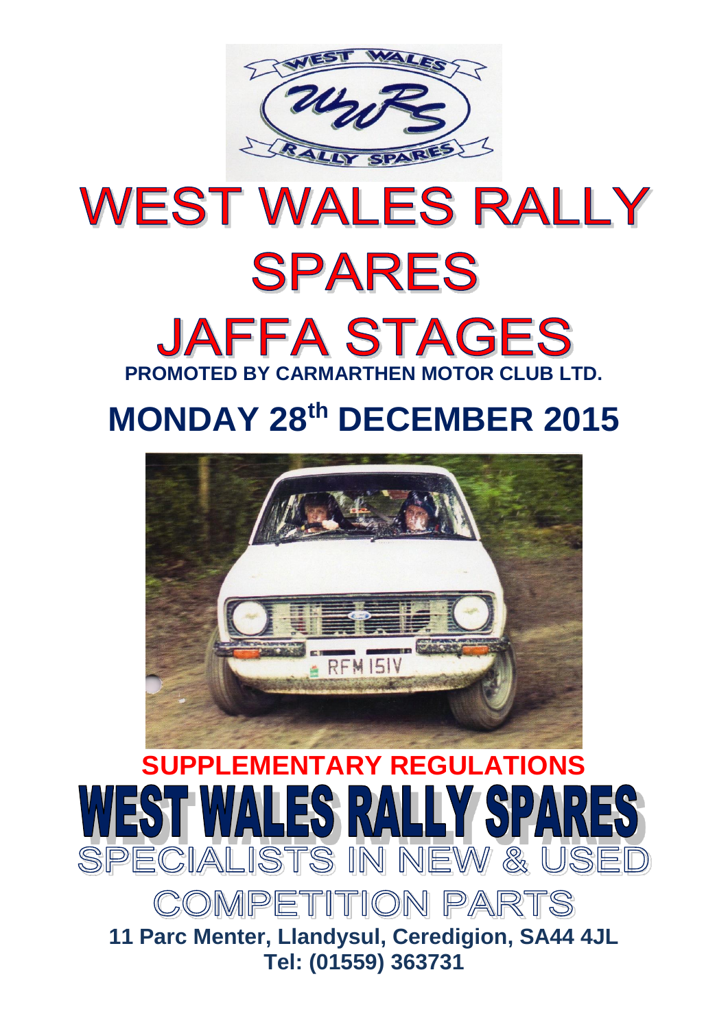# WEST WALES RALLY SPARES

# JAFFA STAGES

**PROMOTED BY CARMARTHEN MOTOR CLUB LTD.**

## MONDAY 28th DECEMBER 2015

## SUPPLEMENTARY REGULATIONS

# WEST WALES RALLY SPARES

## SPECIALISTS IN NEW & USED COMPETITION PARTS

**11 Parc Menter, Llandysul, Ceredigion, SA44 4JL**
**Tel: (01559) 363731**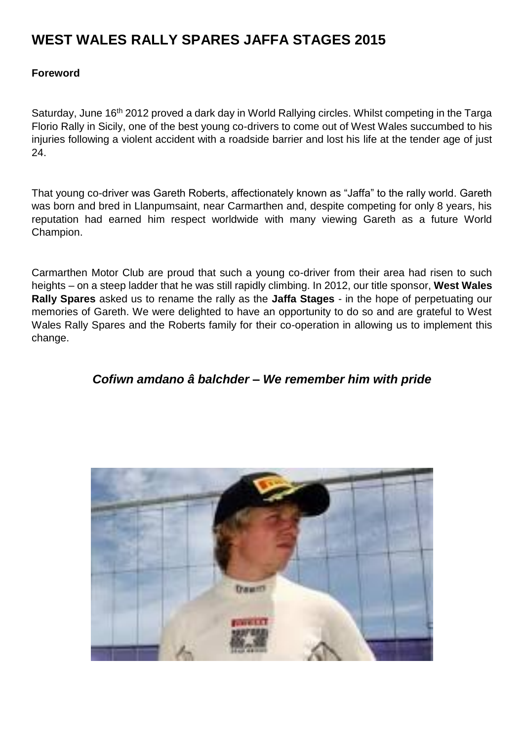# WEST WALES RALLY SPARES JAFFA STAGES 2015

**Foreword**

Saturday, June 16th 2012 proved a dark day in World Rallying circles. Whilst competing in the Targa Florio Rally in Sicily, one of the best young co-drivers to come out of West Wales succumbed to his injuries following a violent accident with a roadside barrier and lost his life at the tender age of just 24.

That young co-driver was Gareth Roberts, affectionately known as "Jaffa" to the rally world. Gareth was born and bred in Llanpumsaint, near Carmarthen and, despite competing for only 8 years, his reputation had earned him respect worldwide with many viewing Gareth as a future World Champion.

Carmarthen Motor Club are proud that such a young co-driver from their area had risen to such heights – on a steep ladder that he was still rapidly climbing. In 2012, our title sponsor, **West Wales Rally Spares** asked us to rename the rally as the **Jaffa Stages** - in the hope of perpetuating our memories of Gareth. We were delighted to have an opportunity to do so and are grateful to West Wales Rally Spares and the Roberts family for their co-operation in allowing us to implement this change.

***Cofiwn amdano â balchder – We remember him with pride***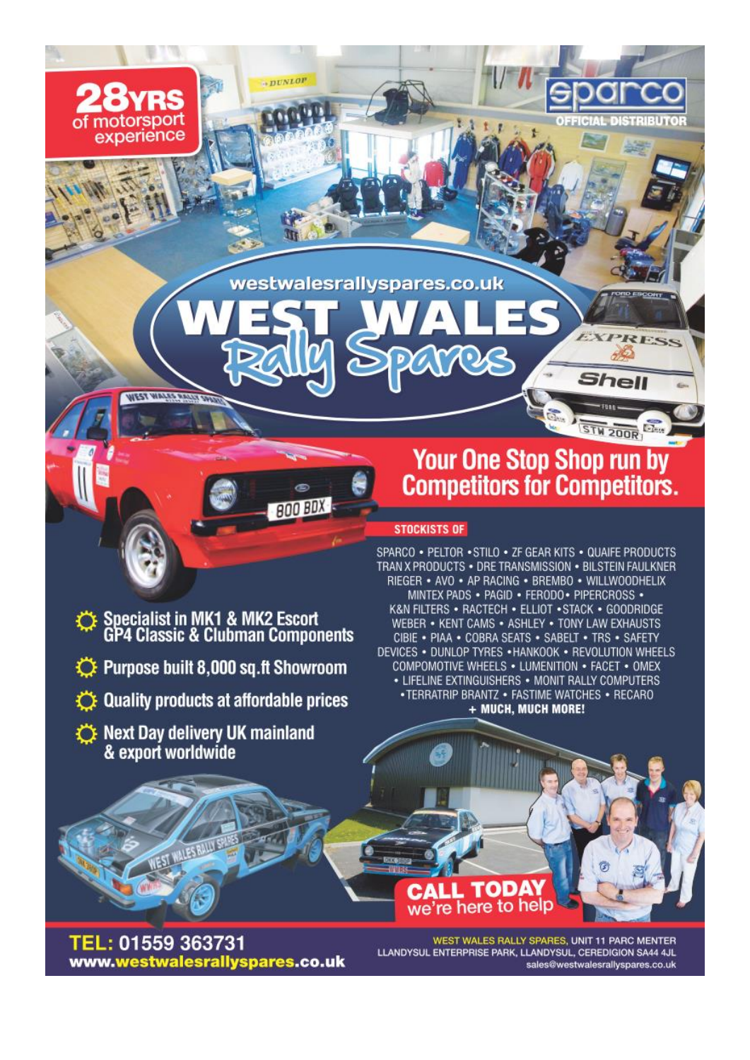**28YRS** of motorsport experience

**sparco** OFFICIAL DISTRIBUTOR

westwalesrallyspares.co.uk

# WEST WALES Rally Spares

## Your One Stop Shop run by Competitors for Competitors.

**STOCKISTS OF**

SPARCO • PELTOR • STILO • ZF GEAR KITS • QUAIFE PRODUCTS
TRAN X PRODUCTS • DRE TRANSMISSION • BILSTEIN FAULKNER
RIEGER • AVO • AP RACING • BREMBO • WILLWOODHELIX
MINTEX PADS • PAGID • FERODO • PIPERCROSS •
K&N FILTERS • RACTECH • ELLIOT • STACK • GOODRIDGE
WEBER • KENT CAMS • ASHLEY • TONY LAW EXHAUSTS
CIBIE • PIAA • COBRA SEATS • SABELT • TRS • SAFETY
DEVICES • DUNLOP TYRES • HANKOOK • REVOLUTION WHEELS
COMPOMOTIVE WHEELS • LUMENITION • FACET • OMEX
• LIFELINE EXTINGUISHERS • MONIT RALLY COMPUTERS
• TERRATRIP BRANTZ • FASTIME WATCHES • RECARO
**+ MUCH, MUCH MORE!**

- **Specialist in MK1 & MK2 Escort GP4 Classic & Clubman Components**
- **Purpose built 8,000 sq.ft Showroom**
- **Quality products at affordable prices**
- **Next Day delivery UK mainland & export worldwide**

**CALL TODAY** we're here to help

**TEL: 01559 363731**
**www.westwalesrallyspares.co.uk**

WEST WALES RALLY SPARES, UNIT 11 PARC MENTER
LLANDYSUL ENTERPRISE PARK, LLANDYSUL, CEREDIGION SA44 4JL
sales@westwalesrallyspares.co.uk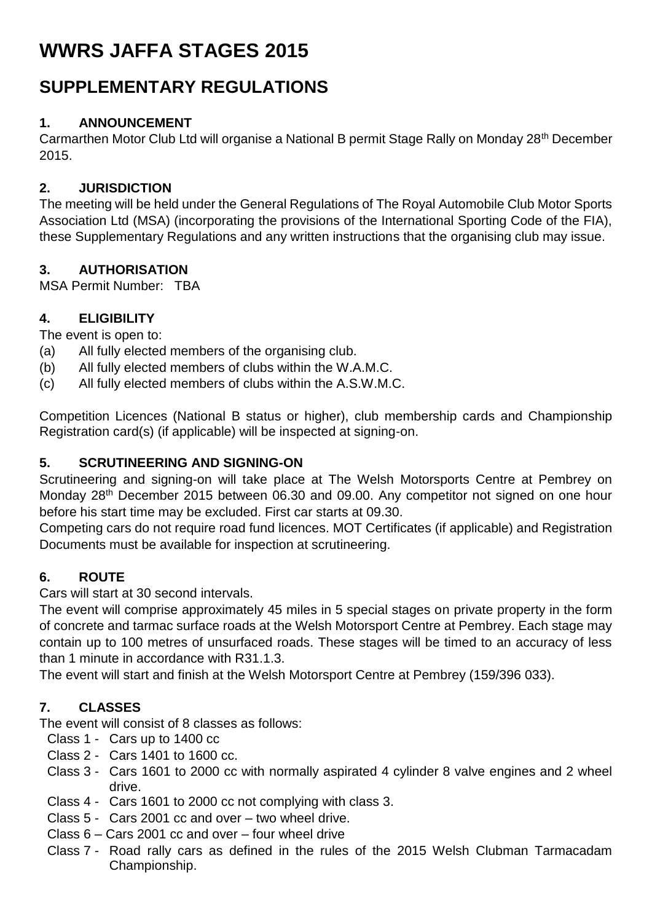# WWRS JAFFA STAGES 2015

## SUPPLEMENTARY REGULATIONS

### 1. ANNOUNCEMENT

Carmarthen Motor Club Ltd will organise a National B permit Stage Rally on Monday 28th December 2015.

### 2. JURISDICTION

The meeting will be held under the General Regulations of The Royal Automobile Club Motor Sports Association Ltd (MSA) (incorporating the provisions of the International Sporting Code of the FIA), these Supplementary Regulations and any written instructions that the organising club may issue.

### 3. AUTHORISATION

MSA Permit Number: TBA

### 4. ELIGIBILITY

The event is open to:

(a) All fully elected members of the organising club.
(b) All fully elected members of clubs within the W.A.M.C.
(c) All fully elected members of clubs within the A.S.W.M.C.

Competition Licences (National B status or higher), club membership cards and Championship Registration card(s) (if applicable) will be inspected at signing-on.

### 5. SCRUTINEERING AND SIGNING-ON

Scrutineering and signing-on will take place at The Welsh Motorsports Centre at Pembrey on Monday 28th December 2015 between 06.30 and 09.00. Any competitor not signed on one hour before his start time may be excluded. First car starts at 09.30.

Competing cars do not require road fund licences. MOT Certificates (if applicable) and Registration Documents must be available for inspection at scrutineering.

### 6. ROUTE

Cars will start at 30 second intervals.

The event will comprise approximately 45 miles in 5 special stages on private property in the form of concrete and tarmac surface roads at the Welsh Motorsport Centre at Pembrey. Each stage may contain up to 100 metres of unsurfaced roads. These stages will be timed to an accuracy of less than 1 minute in accordance with R31.1.3.

The event will start and finish at the Welsh Motorsport Centre at Pembrey (159/396 033).

### 7. CLASSES

The event will consist of 8 classes as follows:

- Class 1 - Cars up to 1400 cc
- Class 2 - Cars 1401 to 1600 cc.
- Class 3 - Cars 1601 to 2000 cc with normally aspirated 4 cylinder 8 valve engines and 2 wheel drive.
- Class 4 - Cars 1601 to 2000 cc not complying with class 3.
- Class 5 - Cars 2001 cc and over – two wheel drive.
- Class 6 – Cars 2001 cc and over – four wheel drive
- Class 7 - Road rally cars as defined in the rules of the 2015 Welsh Clubman Tarmacadam Championship.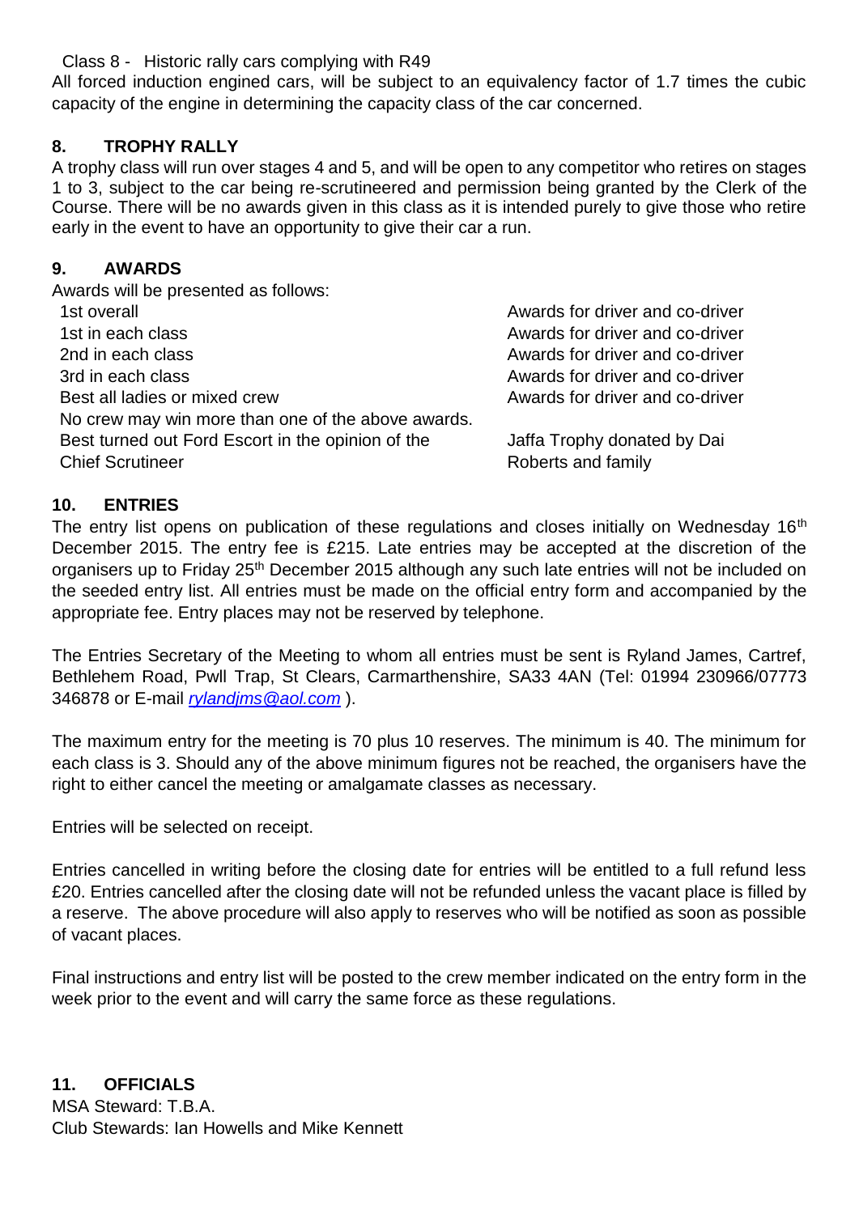Class 8 - Historic rally cars complying with R49

All forced induction engined cars, will be subject to an equivalency factor of 1.7 times the cubic capacity of the engine in determining the capacity class of the car concerned.

## 8. TROPHY RALLY

A trophy class will run over stages 4 and 5, and will be open to any competitor who retires on stages 1 to 3, subject to the car being re-scrutineered and permission being granted by the Clerk of the Course. There will be no awards given in this class as it is intended purely to give those who retire early in the event to have an opportunity to give their car a run.

## 9. AWARDS

Awards will be presented as follows:

| | |
|---|---|
| 1st overall | Awards for driver and co-driver |
| 1st in each class | Awards for driver and co-driver |
| 2nd in each class | Awards for driver and co-driver |
| 3rd in each class | Awards for driver and co-driver |
| Best all ladies or mixed crew | Awards for driver and co-driver |
| No crew may win more than one of the above awards. | |
| Best turned out Ford Escort in the opinion of the Chief Scrutineer | Jaffa Trophy donated by Dai Roberts and family |

## 10. ENTRIES

The entry list opens on publication of these regulations and closes initially on Wednesday 16th December 2015. The entry fee is £215. Late entries may be accepted at the discretion of the organisers up to Friday 25th December 2015 although any such late entries will not be included on the seeded entry list. All entries must be made on the official entry form and accompanied by the appropriate fee. Entry places may not be reserved by telephone.

The Entries Secretary of the Meeting to whom all entries must be sent is Ryland James, Cartref, Bethlehem Road, Pwll Trap, St Clears, Carmarthenshire, SA33 4AN (Tel: 01994 230966/07773 346878 or E-mail *rylandjms@aol.com* ).

The maximum entry for the meeting is 70 plus 10 reserves. The minimum is 40. The minimum for each class is 3. Should any of the above minimum figures not be reached, the organisers have the right to either cancel the meeting or amalgamate classes as necessary.

Entries will be selected on receipt.

Entries cancelled in writing before the closing date for entries will be entitled to a full refund less £20. Entries cancelled after the closing date will not be refunded unless the vacant place is filled by a reserve. The above procedure will also apply to reserves who will be notified as soon as possible of vacant places.

Final instructions and entry list will be posted to the crew member indicated on the entry form in the week prior to the event and will carry the same force as these regulations.

## 11. OFFICIALS

MSA Steward: T.B.A.
Club Stewards: Ian Howells and Mike Kennett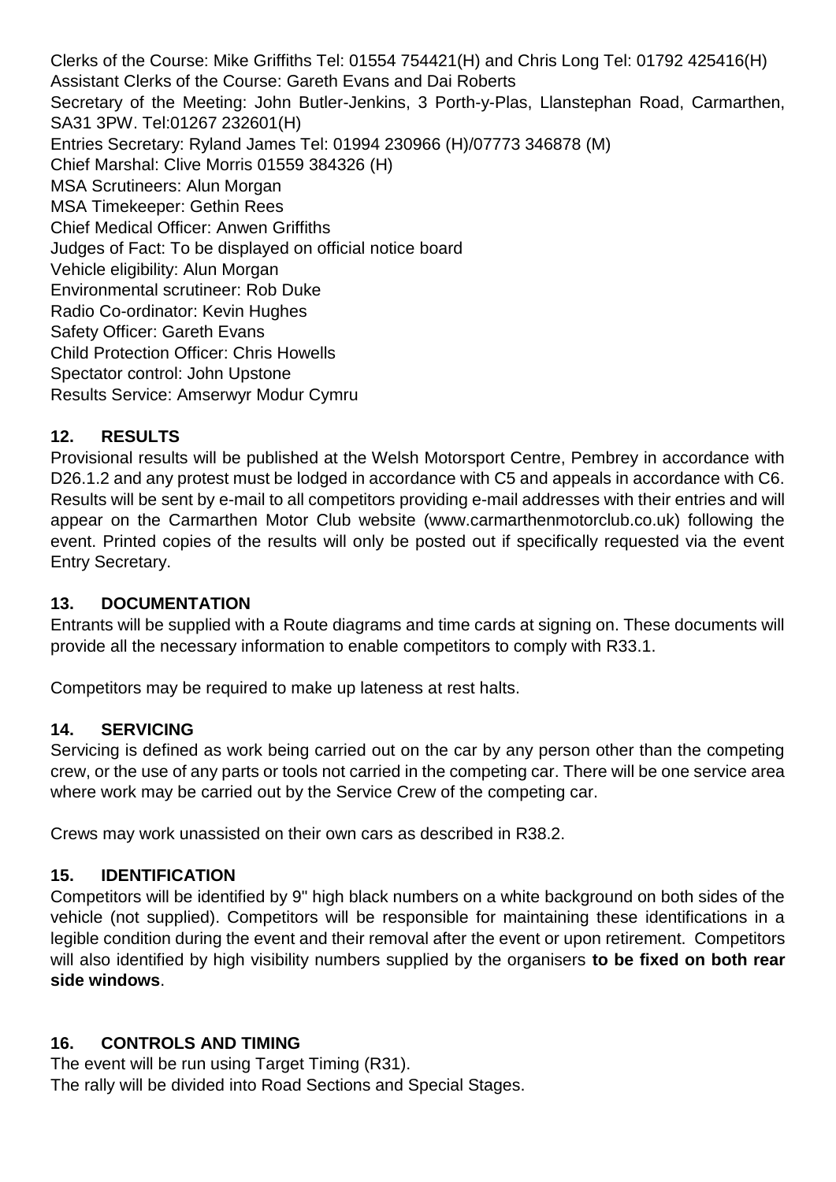Clerks of the Course: Mike Griffiths Tel: 01554 754421(H) and Chris Long Tel: 01792 425416(H)
Assistant Clerks of the Course: Gareth Evans and Dai Roberts
Secretary of the Meeting: John Butler-Jenkins, 3 Porth-y-Plas, Llanstephan Road, Carmarthen, SA31 3PW. Tel:01267 232601(H)
Entries Secretary: Ryland James Tel: 01994 230966 (H)/07773 346878 (M)
Chief Marshal: Clive Morris 01559 384326 (H)
MSA Scrutineers: Alun Morgan
MSA Timekeeper: Gethin Rees
Chief Medical Officer: Anwen Griffiths
Judges of Fact: To be displayed on official notice board
Vehicle eligibility: Alun Morgan
Environmental scrutineer: Rob Duke
Radio Co-ordinator: Kevin Hughes
Safety Officer: Gareth Evans
Child Protection Officer: Chris Howells
Spectator control: John Upstone
Results Service: Amserwyr Modur Cymru

## 12. RESULTS

Provisional results will be published at the Welsh Motorsport Centre, Pembrey in accordance with D26.1.2 and any protest must be lodged in accordance with C5 and appeals in accordance with C6. Results will be sent by e-mail to all competitors providing e-mail addresses with their entries and will appear on the Carmarthen Motor Club website (www.carmarthenmotorclub.co.uk) following the event. Printed copies of the results will only be posted out if specifically requested via the event Entry Secretary.

## 13. DOCUMENTATION

Entrants will be supplied with a Route diagrams and time cards at signing on. These documents will provide all the necessary information to enable competitors to comply with R33.1.

Competitors may be required to make up lateness at rest halts.

## 14. SERVICING

Servicing is defined as work being carried out on the car by any person other than the competing crew, or the use of any parts or tools not carried in the competing car. There will be one service area where work may be carried out by the Service Crew of the competing car.

Crews may work unassisted on their own cars as described in R38.2.

## 15. IDENTIFICATION

Competitors will be identified by 9" high black numbers on a white background on both sides of the vehicle (not supplied). Competitors will be responsible for maintaining these identifications in a legible condition during the event and their removal after the event or upon retirement. Competitors will also identified by high visibility numbers supplied by the organisers **to be fixed on both rear side windows**.

## 16. CONTROLS AND TIMING

The event will be run using Target Timing (R31).
The rally will be divided into Road Sections and Special Stages.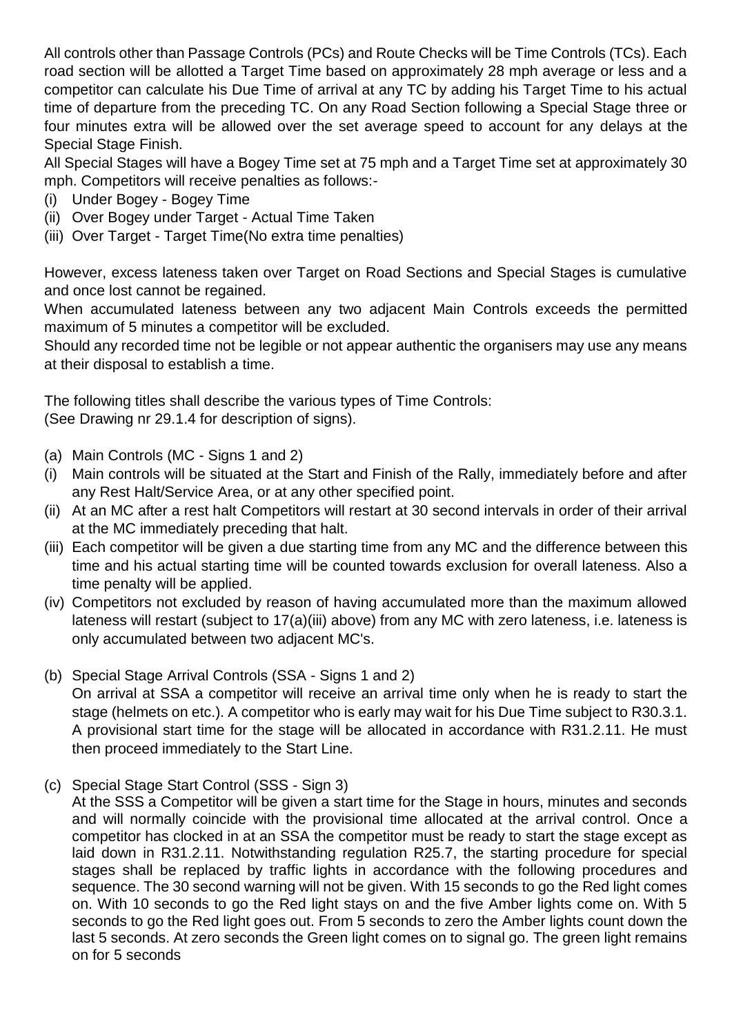All controls other than Passage Controls (PCs) and Route Checks will be Time Controls (TCs). Each road section will be allotted a Target Time based on approximately 28 mph average or less and a competitor can calculate his Due Time of arrival at any TC by adding his Target Time to his actual time of departure from the preceding TC. On any Road Section following a Special Stage three or four minutes extra will be allowed over the set average speed to account for any delays at the Special Stage Finish.

All Special Stages will have a Bogey Time set at 75 mph and a Target Time set at approximately 30 mph. Competitors will receive penalties as follows:-

(i) Under Bogey - Bogey Time
(ii) Over Bogey under Target - Actual Time Taken
(iii) Over Target - Target Time(No extra time penalties)

However, excess lateness taken over Target on Road Sections and Special Stages is cumulative and once lost cannot be regained.

When accumulated lateness between any two adjacent Main Controls exceeds the permitted maximum of 5 minutes a competitor will be excluded.

Should any recorded time not be legible or not appear authentic the organisers may use any means at their disposal to establish a time.

The following titles shall describe the various types of Time Controls:
(See Drawing nr 29.1.4 for description of signs).

(a) Main Controls (MC - Signs 1 and 2)

(i) Main controls will be situated at the Start and Finish of the Rally, immediately before and after any Rest Halt/Service Area, or at any other specified point.

(ii) At an MC after a rest halt Competitors will restart at 30 second intervals in order of their arrival at the MC immediately preceding that halt.

(iii) Each competitor will be given a due starting time from any MC and the difference between this time and his actual starting time will be counted towards exclusion for overall lateness. Also a time penalty will be applied.

(iv) Competitors not excluded by reason of having accumulated more than the maximum allowed lateness will restart (subject to 17(a)(iii) above) from any MC with zero lateness, i.e. lateness is only accumulated between two adjacent MC's.

(b) Special Stage Arrival Controls (SSA - Signs 1 and 2)
On arrival at SSA a competitor will receive an arrival time only when he is ready to start the stage (helmets on etc.). A competitor who is early may wait for his Due Time subject to R30.3.1. A provisional start time for the stage will be allocated in accordance with R31.2.11. He must then proceed immediately to the Start Line.

(c) Special Stage Start Control (SSS - Sign 3)
At the SSS a Competitor will be given a start time for the Stage in hours, minutes and seconds and will normally coincide with the provisional time allocated at the arrival control. Once a competitor has clocked in at an SSA the competitor must be ready to start the stage except as laid down in R31.2.11. Notwithstanding regulation R25.7, the starting procedure for special stages shall be replaced by traffic lights in accordance with the following procedures and sequence. The 30 second warning will not be given. With 15 seconds to go the Red light comes on. With 10 seconds to go the Red light stays on and the five Amber lights come on. With 5 seconds to go the Red light goes out. From 5 seconds to zero the Amber lights count down the last 5 seconds. At zero seconds the Green light comes on to signal go. The green light remains on for 5 seconds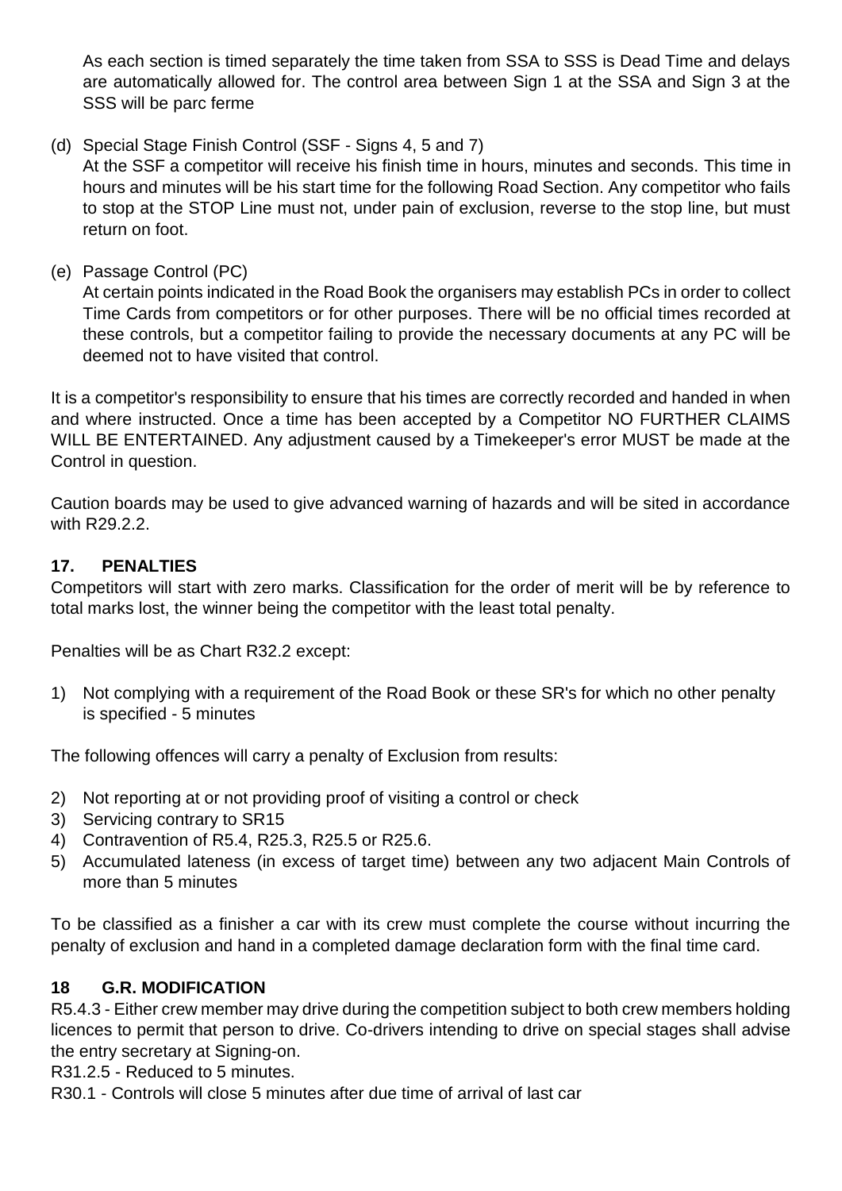As each section is timed separately the time taken from SSA to SSS is Dead Time and delays are automatically allowed for. The control area between Sign 1 at the SSA and Sign 3 at the SSS will be parc ferme

(d) Special Stage Finish Control (SSF - Signs 4, 5 and 7)
At the SSF a competitor will receive his finish time in hours, minutes and seconds. This time in hours and minutes will be his start time for the following Road Section. Any competitor who fails to stop at the STOP Line must not, under pain of exclusion, reverse to the stop line, but must return on foot.

(e) Passage Control (PC)
At certain points indicated in the Road Book the organisers may establish PCs in order to collect Time Cards from competitors or for other purposes. There will be no official times recorded at these controls, but a competitor failing to provide the necessary documents at any PC will be deemed not to have visited that control.

It is a competitor's responsibility to ensure that his times are correctly recorded and handed in when and where instructed. Once a time has been accepted by a Competitor NO FURTHER CLAIMS WILL BE ENTERTAINED. Any adjustment caused by a Timekeeper's error MUST be made at the Control in question.

Caution boards may be used to give advanced warning of hazards and will be sited in accordance with R29.2.2.

## 17. PENALTIES

Competitors will start with zero marks. Classification for the order of merit will be by reference to total marks lost, the winner being the competitor with the least total penalty.

Penalties will be as Chart R32.2 except:

1) Not complying with a requirement of the Road Book or these SR's for which no other penalty is specified - 5 minutes

The following offences will carry a penalty of Exclusion from results:

2) Not reporting at or not providing proof of visiting a control or check
3) Servicing contrary to SR15
4) Contravention of R5.4, R25.3, R25.5 or R25.6.
5) Accumulated lateness (in excess of target time) between any two adjacent Main Controls of more than 5 minutes

To be classified as a finisher a car with its crew must complete the course without incurring the penalty of exclusion and hand in a completed damage declaration form with the final time card.

## 18 G.R. MODIFICATION

R5.4.3 - Either crew member may drive during the competition subject to both crew members holding licences to permit that person to drive. Co-drivers intending to drive on special stages shall advise the entry secretary at Signing-on.

R31.2.5 - Reduced to 5 minutes.

R30.1 - Controls will close 5 minutes after due time of arrival of last car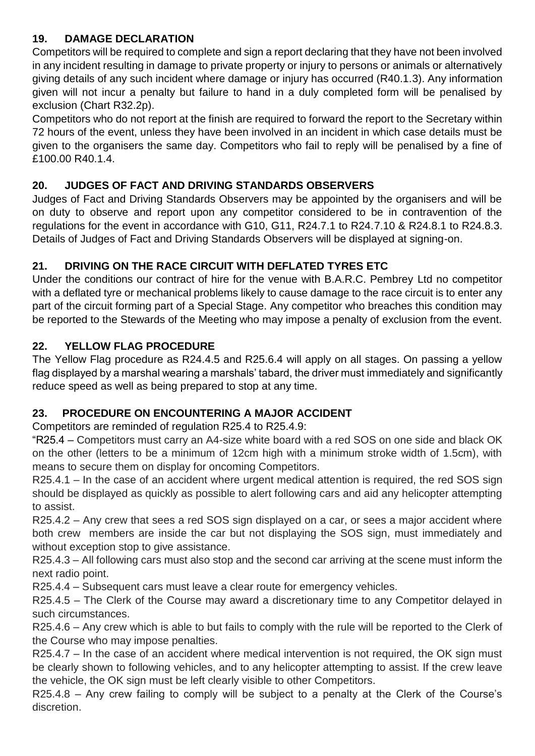## 19. DAMAGE DECLARATION

Competitors will be required to complete and sign a report declaring that they have not been involved in any incident resulting in damage to private property or injury to persons or animals or alternatively giving details of any such incident where damage or injury has occurred (R40.1.3). Any information given will not incur a penalty but failure to hand in a duly completed form will be penalised by exclusion (Chart R32.2p).

Competitors who do not report at the finish are required to forward the report to the Secretary within 72 hours of the event, unless they have been involved in an incident in which case details must be given to the organisers the same day. Competitors who fail to reply will be penalised by a fine of £100.00 R40.1.4.

## 20. JUDGES OF FACT AND DRIVING STANDARDS OBSERVERS

Judges of Fact and Driving Standards Observers may be appointed by the organisers and will be on duty to observe and report upon any competitor considered to be in contravention of the regulations for the event in accordance with G10, G11, R24.7.1 to R24.7.10 & R24.8.1 to R24.8.3. Details of Judges of Fact and Driving Standards Observers will be displayed at signing-on.

## 21. DRIVING ON THE RACE CIRCUIT WITH DEFLATED TYRES ETC

Under the conditions our contract of hire for the venue with B.A.R.C. Pembrey Ltd no competitor with a deflated tyre or mechanical problems likely to cause damage to the race circuit is to enter any part of the circuit forming part of a Special Stage. Any competitor who breaches this condition may be reported to the Stewards of the Meeting who may impose a penalty of exclusion from the event.

## 22. YELLOW FLAG PROCEDURE

The Yellow Flag procedure as R24.4.5 and R25.6.4 will apply on all stages. On passing a yellow flag displayed by a marshal wearing a marshals' tabard, the driver must immediately and significantly reduce speed as well as being prepared to stop at any time.

## 23. PROCEDURE ON ENCOUNTERING A MAJOR ACCIDENT

Competitors are reminded of regulation R25.4 to R25.4.9:

"R25.4 – Competitors must carry an A4-size white board with a red SOS on one side and black OK on the other (letters to be a minimum of 12cm high with a minimum stroke width of 1.5cm), with means to secure them on display for oncoming Competitors.

R25.4.1 – In the case of an accident where urgent medical attention is required, the red SOS sign should be displayed as quickly as possible to alert following cars and aid any helicopter attempting to assist.

R25.4.2 – Any crew that sees a red SOS sign displayed on a car, or sees a major accident where both crew members are inside the car but not displaying the SOS sign, must immediately and without exception stop to give assistance.

R25.4.3 – All following cars must also stop and the second car arriving at the scene must inform the next radio point.

R25.4.4 – Subsequent cars must leave a clear route for emergency vehicles.

R25.4.5 – The Clerk of the Course may award a discretionary time to any Competitor delayed in such circumstances.

R25.4.6 – Any crew which is able to but fails to comply with the rule will be reported to the Clerk of the Course who may impose penalties.

R25.4.7 – In the case of an accident where medical intervention is not required, the OK sign must be clearly shown to following vehicles, and to any helicopter attempting to assist. If the crew leave the vehicle, the OK sign must be left clearly visible to other Competitors.

R25.4.8 – Any crew failing to comply will be subject to a penalty at the Clerk of the Course's discretion.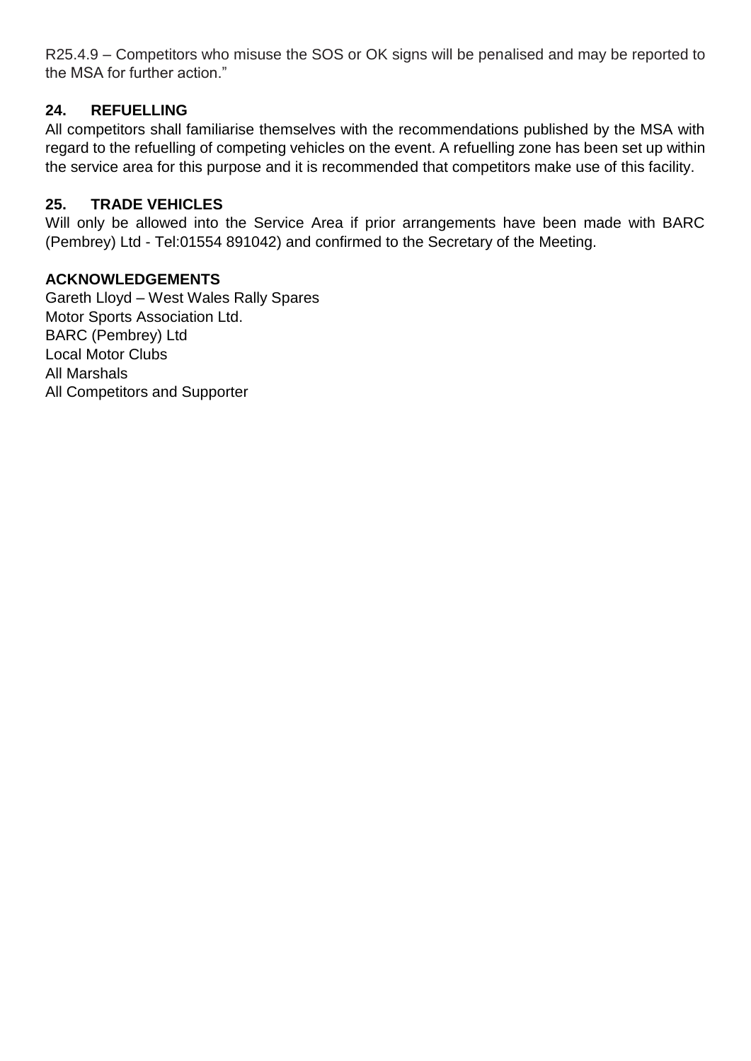R25.4.9 – Competitors who misuse the SOS or OK signs will be penalised and may be reported to the MSA for further action."

## 24. REFUELLING

All competitors shall familiarise themselves with the recommendations published by the MSA with regard to the refuelling of competing vehicles on the event. A refuelling zone has been set up within the service area for this purpose and it is recommended that competitors make use of this facility.

## 25. TRADE VEHICLES

Will only be allowed into the Service Area if prior arrangements have been made with BARC (Pembrey) Ltd - Tel:01554 891042) and confirmed to the Secretary of the Meeting.

## ACKNOWLEDGEMENTS

Gareth Lloyd – West Wales Rally Spares
Motor Sports Association Ltd.
BARC (Pembrey) Ltd
Local Motor Clubs
All Marshals
All Competitors and Supporter